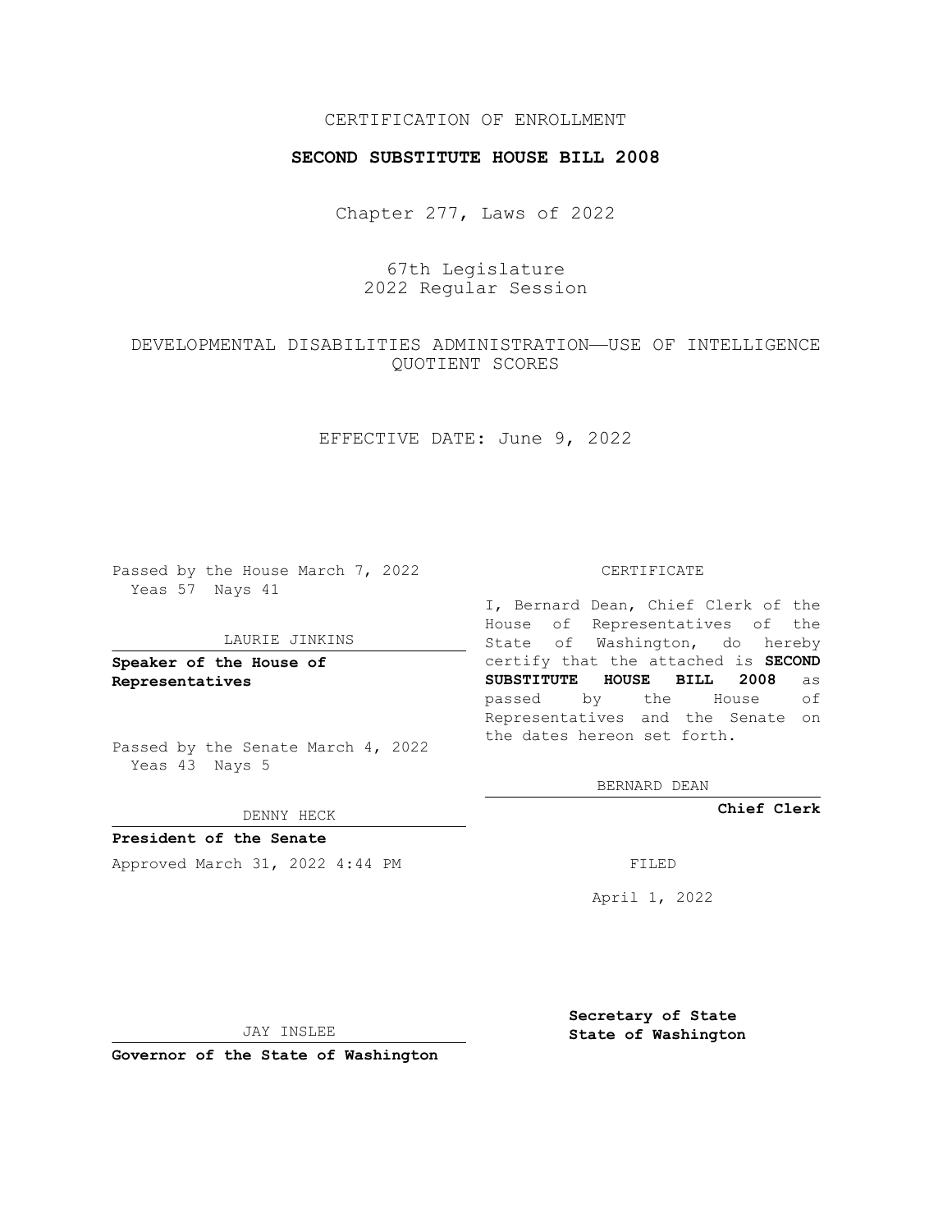CERTIFICATION OF ENROLLMENT

**SECOND SUBSTITUTE HOUSE BILL 2008**

Chapter 277, Laws of 2022

67th Legislature
2022 Regular Session

DEVELOPMENTAL DISABILITIES ADMINISTRATION—USE OF INTELLIGENCE QUOTIENT SCORES

EFFECTIVE DATE: June 9, 2022

Passed by the House March 7, 2022
Yeas 57 Nays 41

LAURIE JINKINS

**Speaker of the House of Representatives**

Passed by the Senate March 4, 2022
Yeas 43 Nays 5

DENNY HECK

**President of the Senate**

Approved March 31, 2022 4:44 PM

JAY INSLEE

**Governor of the State of Washington**

CERTIFICATE

I, Bernard Dean, Chief Clerk of the House of Representatives of the State of Washington, do hereby certify that the attached is **SECOND SUBSTITUTE HOUSE BILL 2008** as passed by the House of Representatives and the Senate on the dates hereon set forth.

BERNARD DEAN

**Chief Clerk**

FILED

April 1, 2022

**Secretary of State**
**State of Washington**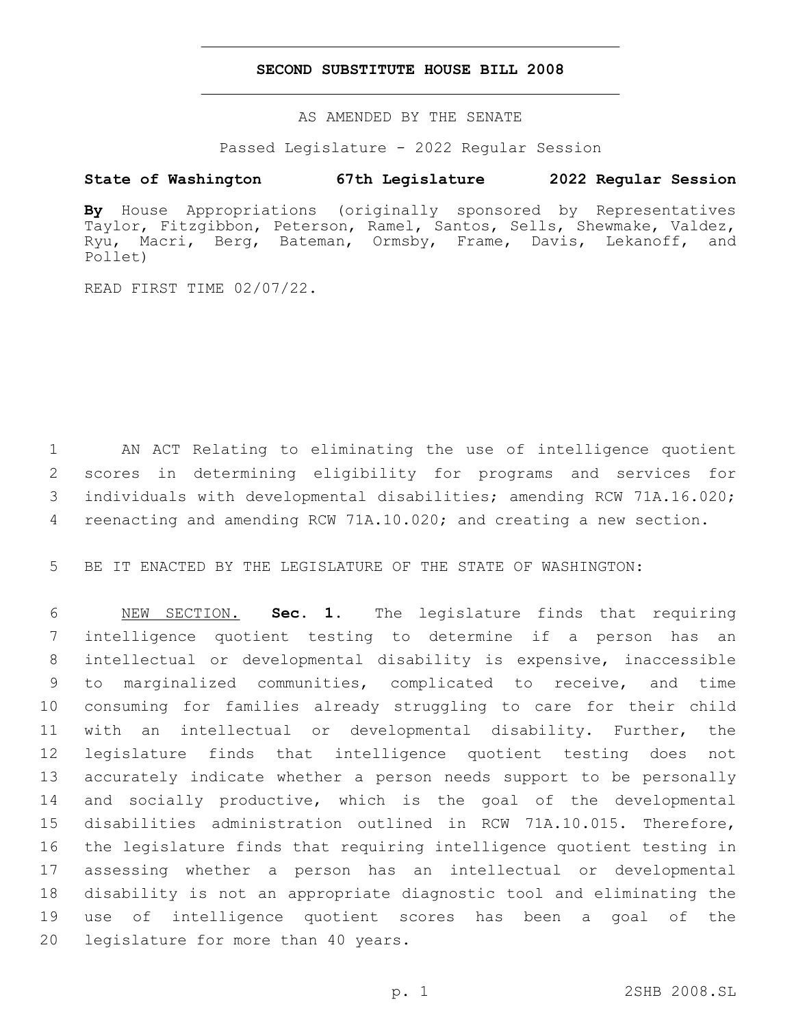# SECOND SUBSTITUTE HOUSE BILL 2008

AS AMENDED BY THE SENATE

Passed Legislature - 2022 Regular Session

**State of Washington 67th Legislature 2022 Regular Session**

**By** House Appropriations (originally sponsored by Representatives Taylor, Fitzgibbon, Peterson, Ramel, Santos, Sells, Shewmake, Valdez, Ryu, Macri, Berg, Bateman, Ormsby, Frame, Davis, Lekanoff, and Pollet)

READ FIRST TIME 02/07/22.

AN ACT Relating to eliminating the use of intelligence quotient scores in determining eligibility for programs and services for individuals with developmental disabilities; amending RCW 71A.16.020; reenacting and amending RCW 71A.10.020; and creating a new section.

BE IT ENACTED BY THE LEGISLATURE OF THE STATE OF WASHINGTON:

NEW SECTION. **Sec. 1.** The legislature finds that requiring intelligence quotient testing to determine if a person has an intellectual or developmental disability is expensive, inaccessible to marginalized communities, complicated to receive, and time consuming for families already struggling to care for their child with an intellectual or developmental disability. Further, the legislature finds that intelligence quotient testing does not accurately indicate whether a person needs support to be personally and socially productive, which is the goal of the developmental disabilities administration outlined in RCW 71A.10.015. Therefore, the legislature finds that requiring intelligence quotient testing in assessing whether a person has an intellectual or developmental disability is not an appropriate diagnostic tool and eliminating the use of intelligence quotient scores has been a goal of the legislature for more than 40 years.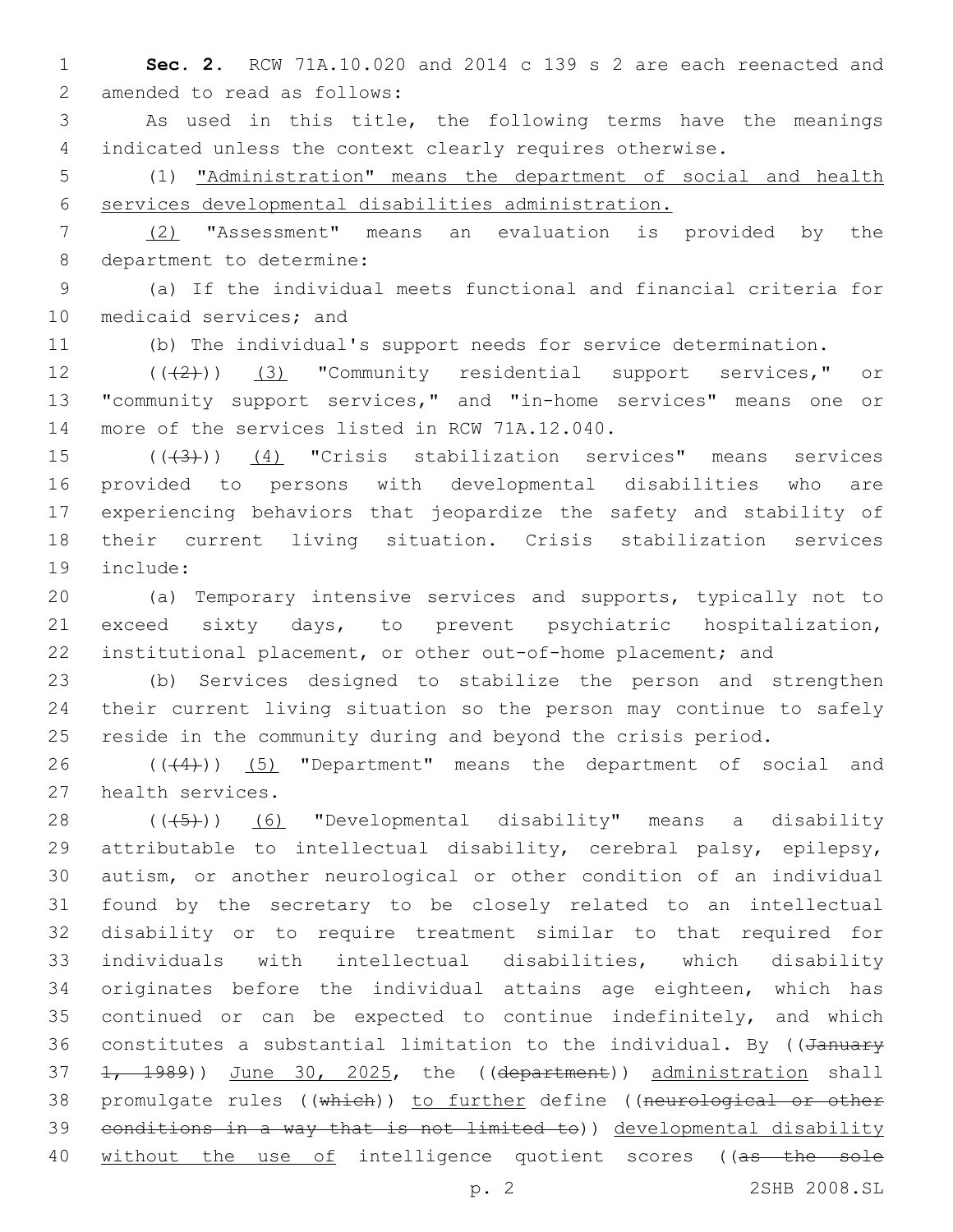**Sec. 2.** RCW 71A.10.020 and 2014 c 139 s 2 are each reenacted and amended to read as follows:

As used in this title, the following terms have the meanings indicated unless the context clearly requires otherwise.

(1) "Administration" means the department of social and health services developmental disabilities administration.

(2) "Assessment" means an evaluation is provided by the department to determine:

(a) If the individual meets functional and financial criteria for medicaid services; and

(b) The individual's support needs for service determination.

((~~(2)~~)) (3) "Community residential support services," or "community support services," and "in-home services" means one or more of the services listed in RCW 71A.12.040.

((~~(3)~~)) (4) "Crisis stabilization services" means services provided to persons with developmental disabilities who are experiencing behaviors that jeopardize the safety and stability of their current living situation. Crisis stabilization services include:

(a) Temporary intensive services and supports, typically not to exceed sixty days, to prevent psychiatric hospitalization, institutional placement, or other out-of-home placement; and

(b) Services designed to stabilize the person and strengthen their current living situation so the person may continue to safely reside in the community during and beyond the crisis period.

((~~(4)~~)) (5) "Department" means the department of social and health services.

((~~(5)~~)) (6) "Developmental disability" means a disability attributable to intellectual disability, cerebral palsy, epilepsy, autism, or another neurological or other condition of an individual found by the secretary to be closely related to an intellectual disability or to require treatment similar to that required for individuals with intellectual disabilities, which disability originates before the individual attains age eighteen, which has continued or can be expected to continue indefinitely, and which constitutes a substantial limitation to the individual. By ((~~January 1, 1989~~)) June 30, 2025, the ((~~department~~)) administration shall promulgate rules ((~~which~~)) to further define ((~~neurological or other conditions in a way that is not limited to~~)) developmental disability without the use of intelligence quotient scores ((~~as the sole~~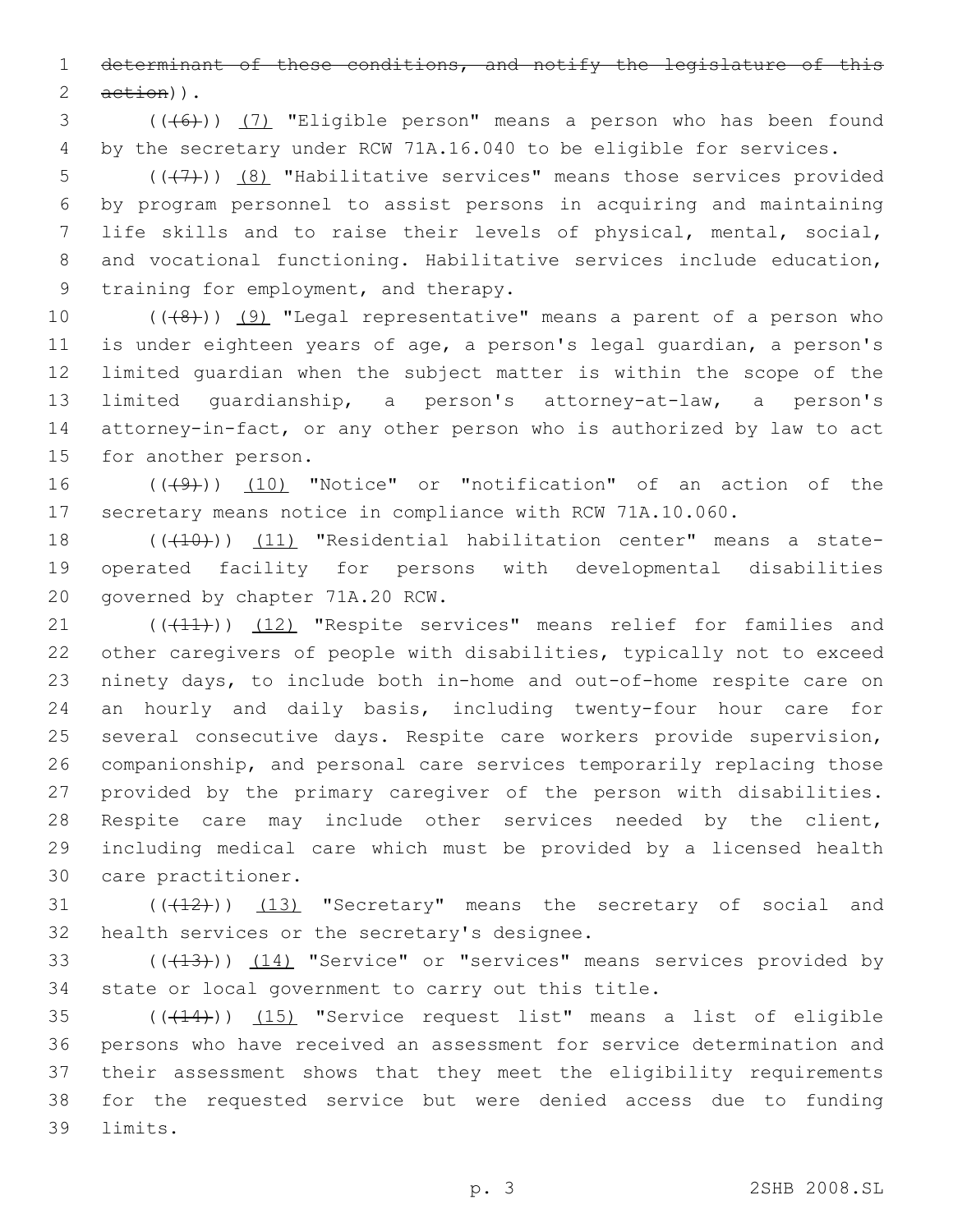~~determinant of these conditions, and notify the legislature of this action~~)).

((~~(6)~~)) <u>(7)</u> "Eligible person" means a person who has been found by the secretary under RCW 71A.16.040 to be eligible for services.

((~~(7)~~)) <u>(8)</u> "Habilitative services" means those services provided by program personnel to assist persons in acquiring and maintaining life skills and to raise their levels of physical, mental, social, and vocational functioning. Habilitative services include education, training for employment, and therapy.

((~~(8)~~)) <u>(9)</u> "Legal representative" means a parent of a person who is under eighteen years of age, a person's legal guardian, a person's limited guardian when the subject matter is within the scope of the limited guardianship, a person's attorney-at-law, a person's attorney-in-fact, or any other person who is authorized by law to act for another person.

((~~(9)~~)) <u>(10)</u> "Notice" or "notification" of an action of the secretary means notice in compliance with RCW 71A.10.060.

((~~(10)~~)) <u>(11)</u> "Residential habilitation center" means a state-operated facility for persons with developmental disabilities governed by chapter 71A.20 RCW.

((~~(11)~~)) <u>(12)</u> "Respite services" means relief for families and other caregivers of people with disabilities, typically not to exceed ninety days, to include both in-home and out-of-home respite care on an hourly and daily basis, including twenty-four hour care for several consecutive days. Respite care workers provide supervision, companionship, and personal care services temporarily replacing those provided by the primary caregiver of the person with disabilities. Respite care may include other services needed by the client, including medical care which must be provided by a licensed health care practitioner.

((~~(12)~~)) <u>(13)</u> "Secretary" means the secretary of social and health services or the secretary's designee.

((~~(13)~~)) <u>(14)</u> "Service" or "services" means services provided by state or local government to carry out this title.

((~~(14)~~)) <u>(15)</u> "Service request list" means a list of eligible persons who have received an assessment for service determination and their assessment shows that they meet the eligibility requirements for the requested service but were denied access due to funding limits.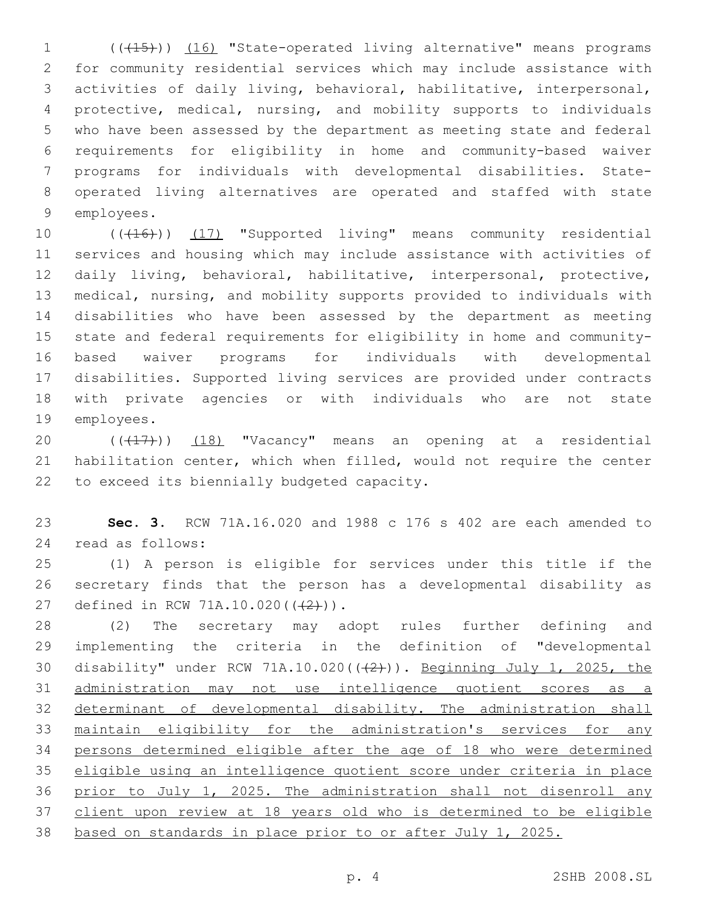(((15))) (16) "State-operated living alternative" means programs for community residential services which may include assistance with activities of daily living, behavioral, habilitative, interpersonal, protective, medical, nursing, and mobility supports to individuals who have been assessed by the department as meeting state and federal requirements for eligibility in home and community-based waiver programs for individuals with developmental disabilities. State-operated living alternatives are operated and staffed with state employees.

(((16))) (17) "Supported living" means community residential services and housing which may include assistance with activities of daily living, behavioral, habilitative, interpersonal, protective, medical, nursing, and mobility supports provided to individuals with disabilities who have been assessed by the department as meeting state and federal requirements for eligibility in home and community-based waiver programs for individuals with developmental disabilities. Supported living services are provided under contracts with private agencies or with individuals who are not state employees.

(((17))) (18) "Vacancy" means an opening at a residential habilitation center, which when filled, would not require the center to exceed its biennially budgeted capacity.

**Sec. 3.** RCW 71A.16.020 and 1988 c 176 s 402 are each amended to read as follows:

(1) A person is eligible for services under this title if the secretary finds that the person has a developmental disability as defined in RCW 71A.10.020(((2))).

(2) The secretary may adopt rules further defining and implementing the criteria in the definition of "developmental disability" under RCW 71A.10.020(((2))). Beginning July 1, 2025, the administration may not use intelligence quotient scores as a determinant of developmental disability. The administration shall maintain eligibility for the administration's services for any persons determined eligible after the age of 18 who were determined eligible using an intelligence quotient score under criteria in place prior to July 1, 2025. The administration shall not disenroll any client upon review at 18 years old who is determined to be eligible based on standards in place prior to or after July 1, 2025.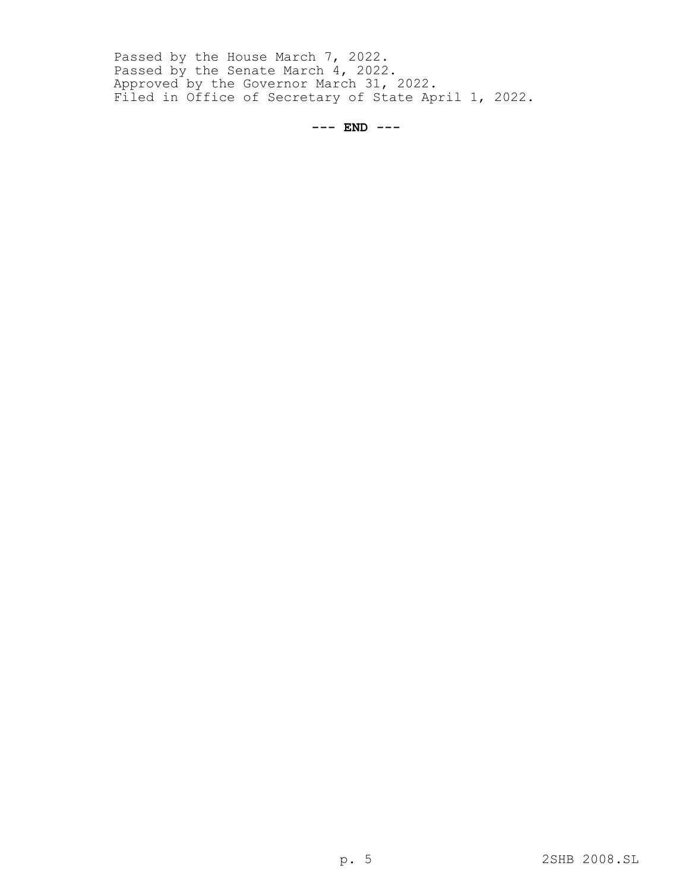Passed by the House March 7, 2022.
Passed by the Senate March 4, 2022.
Approved by the Governor March 31, 2022.
Filed in Office of Secretary of State April 1, 2022.

**--- END ---**